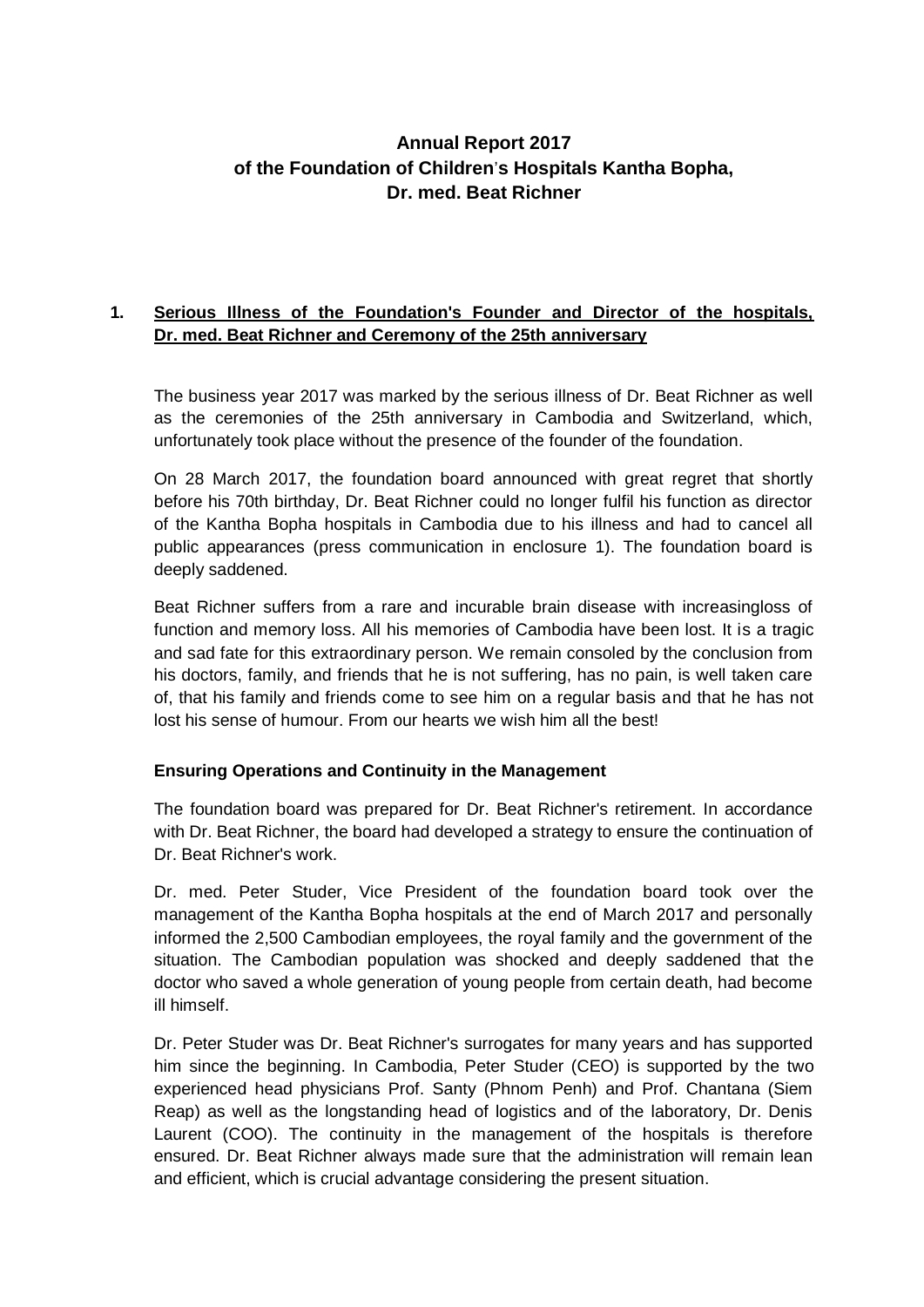# Annual Report 2017 of the Foundation of Children's Hospitals Kantha Bopha, Dr. med. Beat Richner

## 1. Serious Illness of the Foundation's Founder and Director of the hospitals, Dr. med. Beat Richner and Ceremony of the 25th anniversary

The business year 2017 was marked by the serious illness of Dr. Beat Richner as well as the ceremonies of the 25th anniversary in Cambodia and Switzerland, which, unfortunately took place without the presence of the founder of the foundation.

On 28 March 2017, the foundation board announced with great regret that shortly before his 70th birthday, Dr. Beat Richner could no longer fulfil his function as director of the Kantha Bopha hospitals in Cambodia due to his illness and had to cancel all public appearances (press communication in enclosure 1). The foundation board is deeply saddened.

Beat Richner suffers from a rare and incurable brain disease with increasingloss of function and memory loss. All his memories of Cambodia have been lost. It is a tragic and sad fate for this extraordinary person. We remain consoled by the conclusion from his doctors, family, and friends that he is not suffering, has no pain, is well taken care of, that his family and friends come to see him on a regular basis and that he has not lost his sense of humour. From our hearts we wish him all the best!

### Ensuring Operations and Continuity in the Management

The foundation board was prepared for Dr. Beat Richner's retirement. In accordance with Dr. Beat Richner, the board had developed a strategy to ensure the continuation of Dr. Beat Richner's work.

Dr. med. Peter Studer, Vice President of the foundation board took over the management of the Kantha Bopha hospitals at the end of March 2017 and personally informed the 2,500 Cambodian employees, the royal family and the government of the situation. The Cambodian population was shocked and deeply saddened that the doctor who saved a whole generation of young people from certain death, had become ill himself.

Dr. Peter Studer was Dr. Beat Richner's surrogates for many years and has supported him since the beginning. In Cambodia, Peter Studer (CEO) is supported by the two experienced head physicians Prof. Santy (Phnom Penh) and Prof. Chantana (Siem Reap) as well as the longstanding head of logistics and of the laboratory, Dr. Denis Laurent (COO). The continuity in the management of the hospitals is therefore ensured. Dr. Beat Richner always made sure that the administration will remain lean and efficient, which is crucial advantage considering the present situation.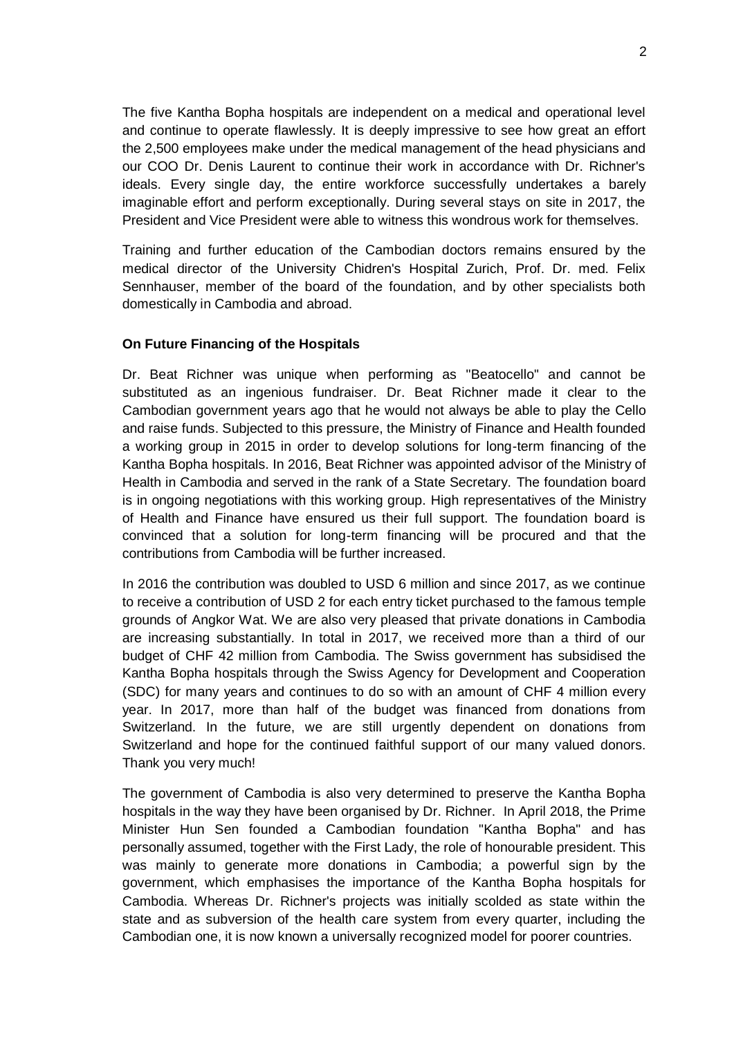The five Kantha Bopha hospitals are independent on a medical and operational level and continue to operate flawlessly. It is deeply impressive to see how great an effort the 2,500 employees make under the medical management of the head physicians and our COO Dr. Denis Laurent to continue their work in accordance with Dr. Richner's ideals. Every single day, the entire workforce successfully undertakes a barely imaginable effort and perform exceptionally. During several stays on site in 2017, the President and Vice President were able to witness this wondrous work for themselves.

Training and further education of the Cambodian doctors remains ensured by the medical director of the University Chidren's Hospital Zurich, Prof. Dr. med. Felix Sennhauser, member of the board of the foundation, and by other specialists both domestically in Cambodia and abroad.

**On Future Financing of the Hospitals**

Dr. Beat Richner was unique when performing as "Beatocello" and cannot be substituted as an ingenious fundraiser. Dr. Beat Richner made it clear to the Cambodian government years ago that he would not always be able to play the Cello and raise funds. Subjected to this pressure, the Ministry of Finance and Health founded a working group in 2015 in order to develop solutions for long-term financing of the Kantha Bopha hospitals. In 2016, Beat Richner was appointed advisor of the Ministry of Health in Cambodia and served in the rank of a State Secretary. The foundation board is in ongoing negotiations with this working group. High representatives of the Ministry of Health and Finance have ensured us their full support. The foundation board is convinced that a solution for long-term financing will be procured and that the contributions from Cambodia will be further increased.

In 2016 the contribution was doubled to USD 6 million and since 2017, as we continue to receive a contribution of USD 2 for each entry ticket purchased to the famous temple grounds of Angkor Wat. We are also very pleased that private donations in Cambodia are increasing substantially. In total in 2017, we received more than a third of our budget of CHF 42 million from Cambodia. The Swiss government has subsidised the Kantha Bopha hospitals through the Swiss Agency for Development and Cooperation (SDC) for many years and continues to do so with an amount of CHF 4 million every year. In 2017, more than half of the budget was financed from donations from Switzerland. In the future, we are still urgently dependent on donations from Switzerland and hope for the continued faithful support of our many valued donors. Thank you very much!

The government of Cambodia is also very determined to preserve the Kantha Bopha hospitals in the way they have been organised by Dr. Richner. In April 2018, the Prime Minister Hun Sen founded a Cambodian foundation "Kantha Bopha" and has personally assumed, together with the First Lady, the role of honourable president. This was mainly to generate more donations in Cambodia; a powerful sign by the government, which emphasises the importance of the Kantha Bopha hospitals for Cambodia. Whereas Dr. Richner's projects was initially scolded as state within the state and as subversion of the health care system from every quarter, including the Cambodian one, it is now known a universally recognized model for poorer countries.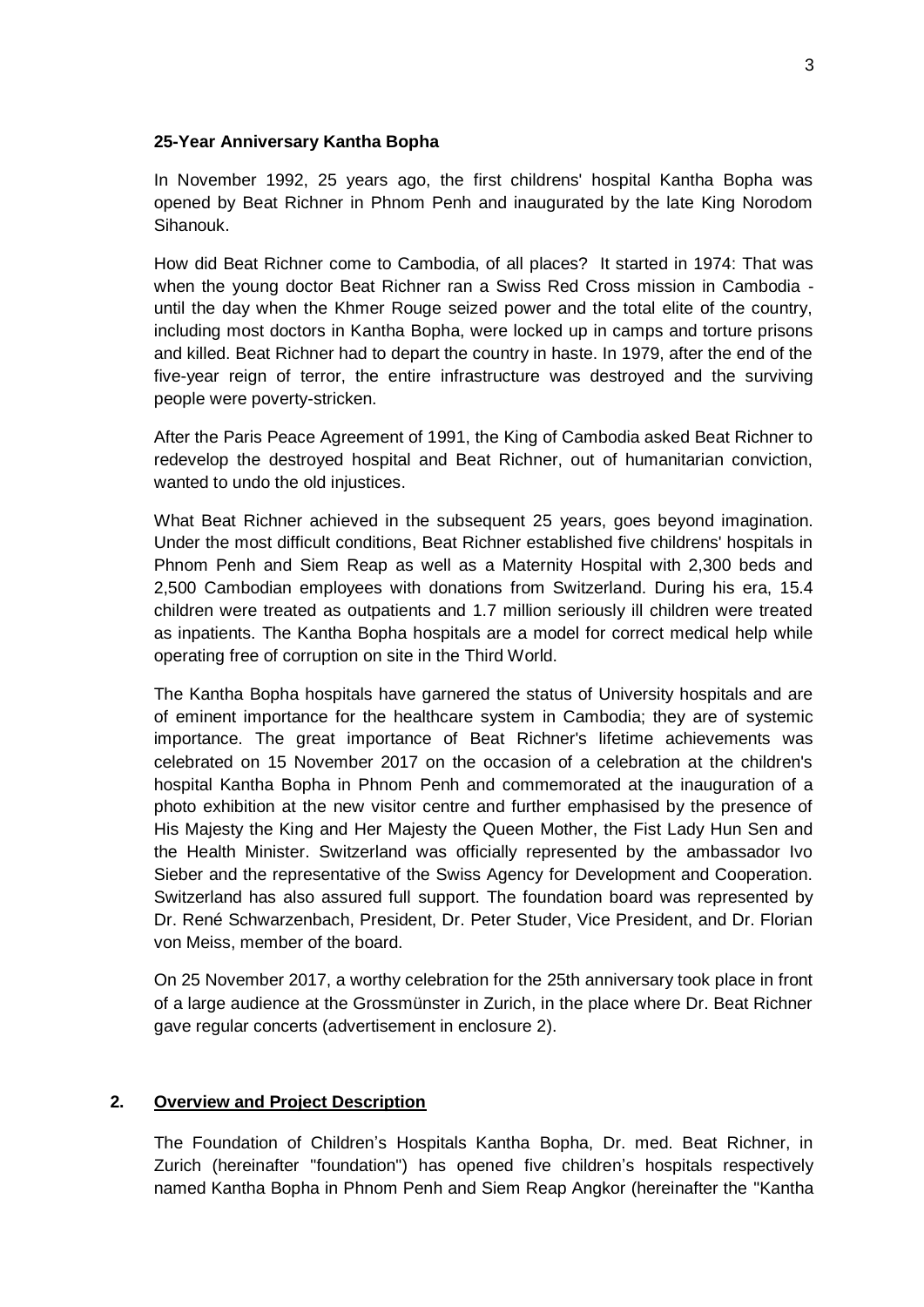**25-Year Anniversary Kantha Bopha**

In November 1992, 25 years ago, the first childrens' hospital Kantha Bopha was opened by Beat Richner in Phnom Penh and inaugurated by the late King Norodom Sihanouk.

How did Beat Richner come to Cambodia, of all places? It started in 1974: That was when the young doctor Beat Richner ran a Swiss Red Cross mission in Cambodia - until the day when the Khmer Rouge seized power and the total elite of the country, including most doctors in Kantha Bopha, were locked up in camps and torture prisons and killed. Beat Richner had to depart the country in haste. In 1979, after the end of the five-year reign of terror, the entire infrastructure was destroyed and the surviving people were poverty-stricken.

After the Paris Peace Agreement of 1991, the King of Cambodia asked Beat Richner to redevelop the destroyed hospital and Beat Richner, out of humanitarian conviction, wanted to undo the old injustices.

What Beat Richner achieved in the subsequent 25 years, goes beyond imagination. Under the most difficult conditions, Beat Richner established five childrens' hospitals in Phnom Penh and Siem Reap as well as a Maternity Hospital with 2,300 beds and 2,500 Cambodian employees with donations from Switzerland. During his era, 15.4 children were treated as outpatients and 1.7 million seriously ill children were treated as inpatients. The Kantha Bopha hospitals are a model for correct medical help while operating free of corruption on site in the Third World.

The Kantha Bopha hospitals have garnered the status of University hospitals and are of eminent importance for the healthcare system in Cambodia; they are of systemic importance. The great importance of Beat Richner's lifetime achievements was celebrated on 15 November 2017 on the occasion of a celebration at the children's hospital Kantha Bopha in Phnom Penh and commemorated at the inauguration of a photo exhibition at the new visitor centre and further emphasised by the presence of His Majesty the King and Her Majesty the Queen Mother, the Fist Lady Hun Sen and the Health Minister. Switzerland was officially represented by the ambassador Ivo Sieber and the representative of the Swiss Agency for Development and Cooperation. Switzerland has also assured full support. The foundation board was represented by Dr. René Schwarzenbach, President, Dr. Peter Studer, Vice President, and Dr. Florian von Meiss, member of the board.

On 25 November 2017, a worthy celebration for the 25th anniversary took place in front of a large audience at the Grossmünster in Zurich, in the place where Dr. Beat Richner gave regular concerts (advertisement in enclosure 2).

## 2. Overview and Project Description

The Foundation of Children's Hospitals Kantha Bopha, Dr. med. Beat Richner, in Zurich (hereinafter "foundation") has opened five children's hospitals respectively named Kantha Bopha in Phnom Penh and Siem Reap Angkor (hereinafter the "Kantha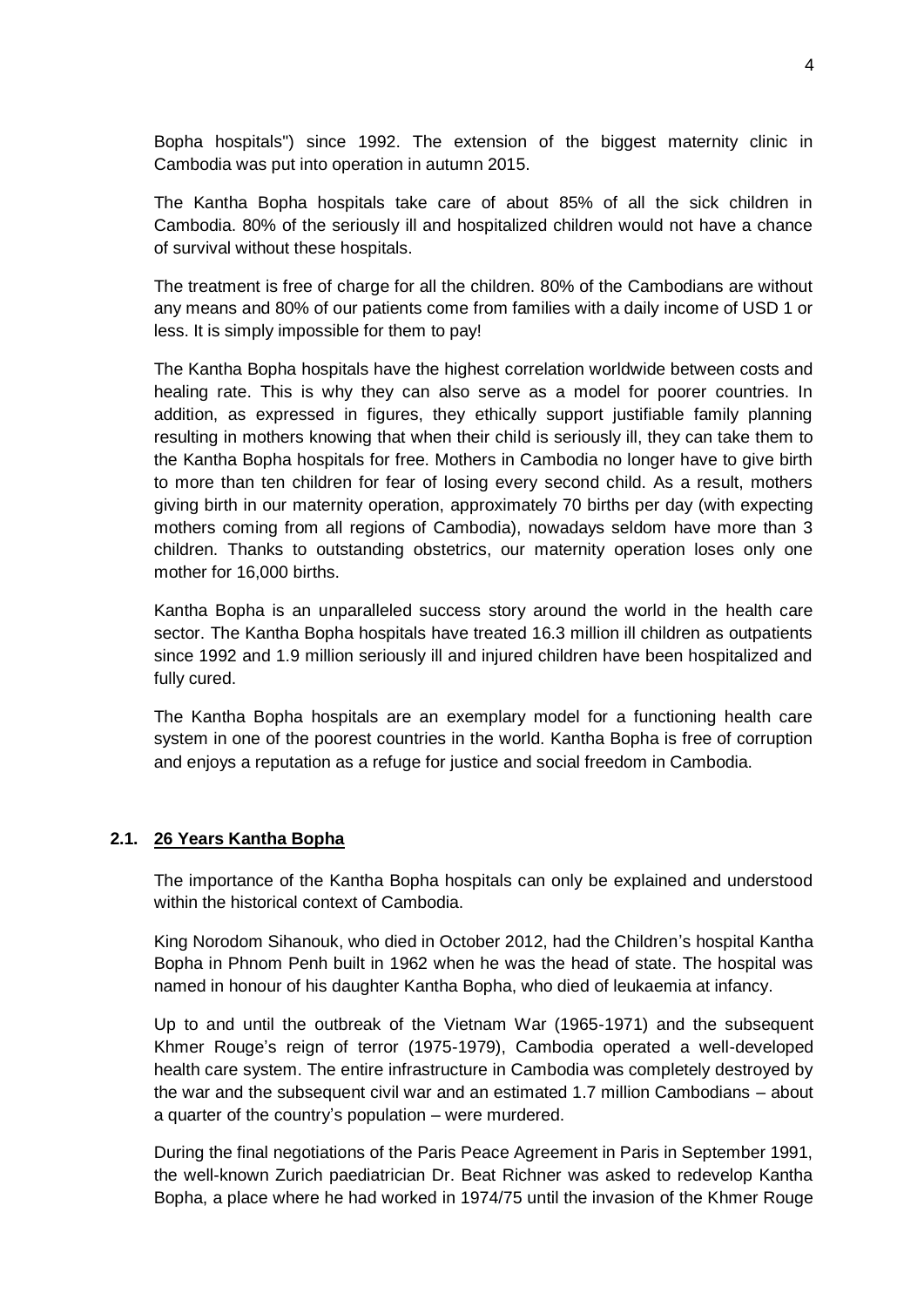Bopha hospitals") since 1992. The extension of the biggest maternity clinic in Cambodia was put into operation in autumn 2015.

The Kantha Bopha hospitals take care of about 85% of all the sick children in Cambodia. 80% of the seriously ill and hospitalized children would not have a chance of survival without these hospitals.

The treatment is free of charge for all the children. 80% of the Cambodians are without any means and 80% of our patients come from families with a daily income of USD 1 or less. It is simply impossible for them to pay!

The Kantha Bopha hospitals have the highest correlation worldwide between costs and healing rate. This is why they can also serve as a model for poorer countries. In addition, as expressed in figures, they ethically support justifiable family planning resulting in mothers knowing that when their child is seriously ill, they can take them to the Kantha Bopha hospitals for free. Mothers in Cambodia no longer have to give birth to more than ten children for fear of losing every second child. As a result, mothers giving birth in our maternity operation, approximately 70 births per day (with expecting mothers coming from all regions of Cambodia), nowadays seldom have more than 3 children. Thanks to outstanding obstetrics, our maternity operation loses only one mother for 16,000 births.

Kantha Bopha is an unparalleled success story around the world in the health care sector. The Kantha Bopha hospitals have treated 16.3 million ill children as outpatients since 1992 and 1.9 million seriously ill and injured children have been hospitalized and fully cured.

The Kantha Bopha hospitals are an exemplary model for a functioning health care system in one of the poorest countries in the world. Kantha Bopha is free of corruption and enjoys a reputation as a refuge for justice and social freedom in Cambodia.

### 2.1. 26 Years Kantha Bopha

The importance of the Kantha Bopha hospitals can only be explained and understood within the historical context of Cambodia.

King Norodom Sihanouk, who died in October 2012, had the Children's hospital Kantha Bopha in Phnom Penh built in 1962 when he was the head of state. The hospital was named in honour of his daughter Kantha Bopha, who died of leukaemia at infancy.

Up to and until the outbreak of the Vietnam War (1965-1971) and the subsequent Khmer Rouge's reign of terror (1975-1979), Cambodia operated a well-developed health care system. The entire infrastructure in Cambodia was completely destroyed by the war and the subsequent civil war and an estimated 1.7 million Cambodians – about a quarter of the country's population – were murdered.

During the final negotiations of the Paris Peace Agreement in Paris in September 1991, the well-known Zurich paediatrician Dr. Beat Richner was asked to redevelop Kantha Bopha, a place where he had worked in 1974/75 until the invasion of the Khmer Rouge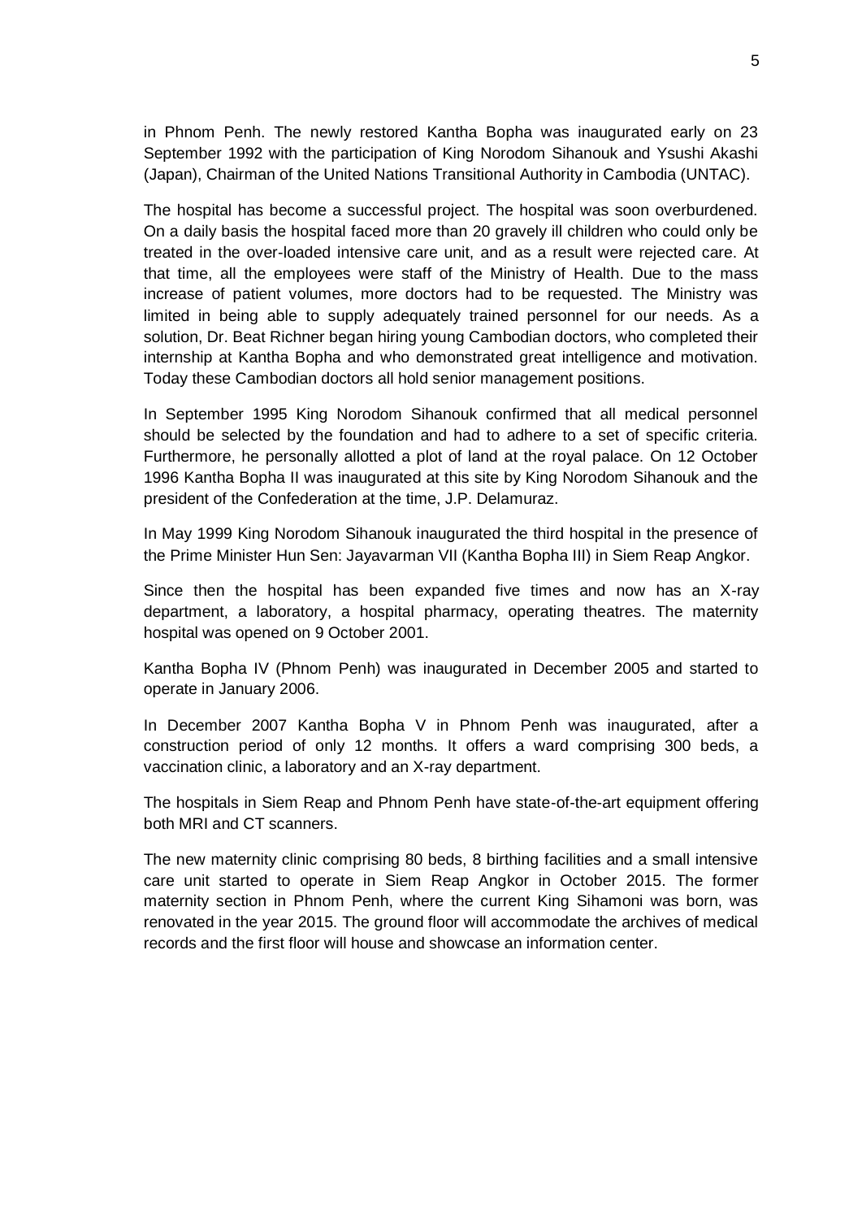in Phnom Penh. The newly restored Kantha Bopha was inaugurated early on 23 September 1992 with the participation of King Norodom Sihanouk and Ysushi Akashi (Japan), Chairman of the United Nations Transitional Authority in Cambodia (UNTAC).

The hospital has become a successful project. The hospital was soon overburdened. On a daily basis the hospital faced more than 20 gravely ill children who could only be treated in the over-loaded intensive care unit, and as a result were rejected care. At that time, all the employees were staff of the Ministry of Health. Due to the mass increase of patient volumes, more doctors had to be requested. The Ministry was limited in being able to supply adequately trained personnel for our needs. As a solution, Dr. Beat Richner began hiring young Cambodian doctors, who completed their internship at Kantha Bopha and who demonstrated great intelligence and motivation. Today these Cambodian doctors all hold senior management positions.

In September 1995 King Norodom Sihanouk confirmed that all medical personnel should be selected by the foundation and had to adhere to a set of specific criteria. Furthermore, he personally allotted a plot of land at the royal palace. On 12 October 1996 Kantha Bopha II was inaugurated at this site by King Norodom Sihanouk and the president of the Confederation at the time, J.P. Delamuraz.

In May 1999 King Norodom Sihanouk inaugurated the third hospital in the presence of the Prime Minister Hun Sen: Jayavarman VII (Kantha Bopha III) in Siem Reap Angkor.

Since then the hospital has been expanded five times and now has an X-ray department, a laboratory, a hospital pharmacy, operating theatres. The maternity hospital was opened on 9 October 2001.

Kantha Bopha IV (Phnom Penh) was inaugurated in December 2005 and started to operate in January 2006.

In December 2007 Kantha Bopha V in Phnom Penh was inaugurated, after a construction period of only 12 months. It offers a ward comprising 300 beds, a vaccination clinic, a laboratory and an X-ray department.

The hospitals in Siem Reap and Phnom Penh have state-of-the-art equipment offering both MRI and CT scanners.

The new maternity clinic comprising 80 beds, 8 birthing facilities and a small intensive care unit started to operate in Siem Reap Angkor in October 2015. The former maternity section in Phnom Penh, where the current King Sihamoni was born, was renovated in the year 2015. The ground floor will accommodate the archives of medical records and the first floor will house and showcase an information center.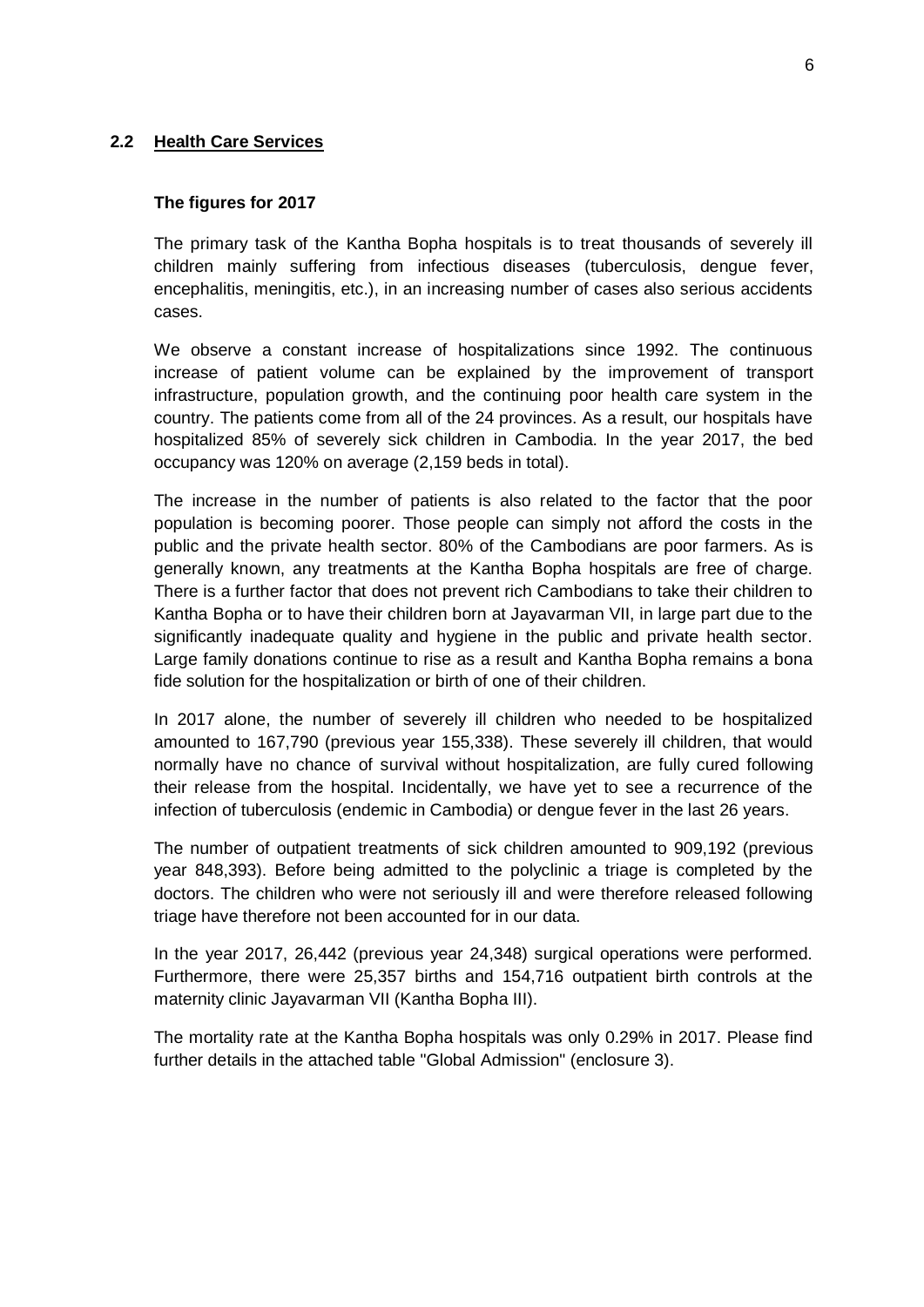## 2.2 Health Care Services

**The figures for 2017**

The primary task of the Kantha Bopha hospitals is to treat thousands of severely ill children mainly suffering from infectious diseases (tuberculosis, dengue fever, encephalitis, meningitis, etc.), in an increasing number of cases also serious accidents cases.

We observe a constant increase of hospitalizations since 1992. The continuous increase of patient volume can be explained by the improvement of transport infrastructure, population growth, and the continuing poor health care system in the country. The patients come from all of the 24 provinces. As a result, our hospitals have hospitalized 85% of severely sick children in Cambodia. In the year 2017, the bed occupancy was 120% on average (2,159 beds in total).

The increase in the number of patients is also related to the factor that the poor population is becoming poorer. Those people can simply not afford the costs in the public and the private health sector. 80% of the Cambodians are poor farmers. As is generally known, any treatments at the Kantha Bopha hospitals are free of charge. There is a further factor that does not prevent rich Cambodians to take their children to Kantha Bopha or to have their children born at Jayavarman VII, in large part due to the significantly inadequate quality and hygiene in the public and private health sector. Large family donations continue to rise as a result and Kantha Bopha remains a bona fide solution for the hospitalization or birth of one of their children.

In 2017 alone, the number of severely ill children who needed to be hospitalized amounted to 167,790 (previous year 155,338). These severely ill children, that would normally have no chance of survival without hospitalization, are fully cured following their release from the hospital. Incidentally, we have yet to see a recurrence of the infection of tuberculosis (endemic in Cambodia) or dengue fever in the last 26 years.

The number of outpatient treatments of sick children amounted to 909,192 (previous year 848,393). Before being admitted to the polyclinic a triage is completed by the doctors. The children who were not seriously ill and were therefore released following triage have therefore not been accounted for in our data.

In the year 2017, 26,442 (previous year 24,348) surgical operations were performed. Furthermore, there were 25,357 births and 154,716 outpatient birth controls at the maternity clinic Jayavarman VII (Kantha Bopha III).

The mortality rate at the Kantha Bopha hospitals was only 0.29% in 2017. Please find further details in the attached table "Global Admission" (enclosure 3).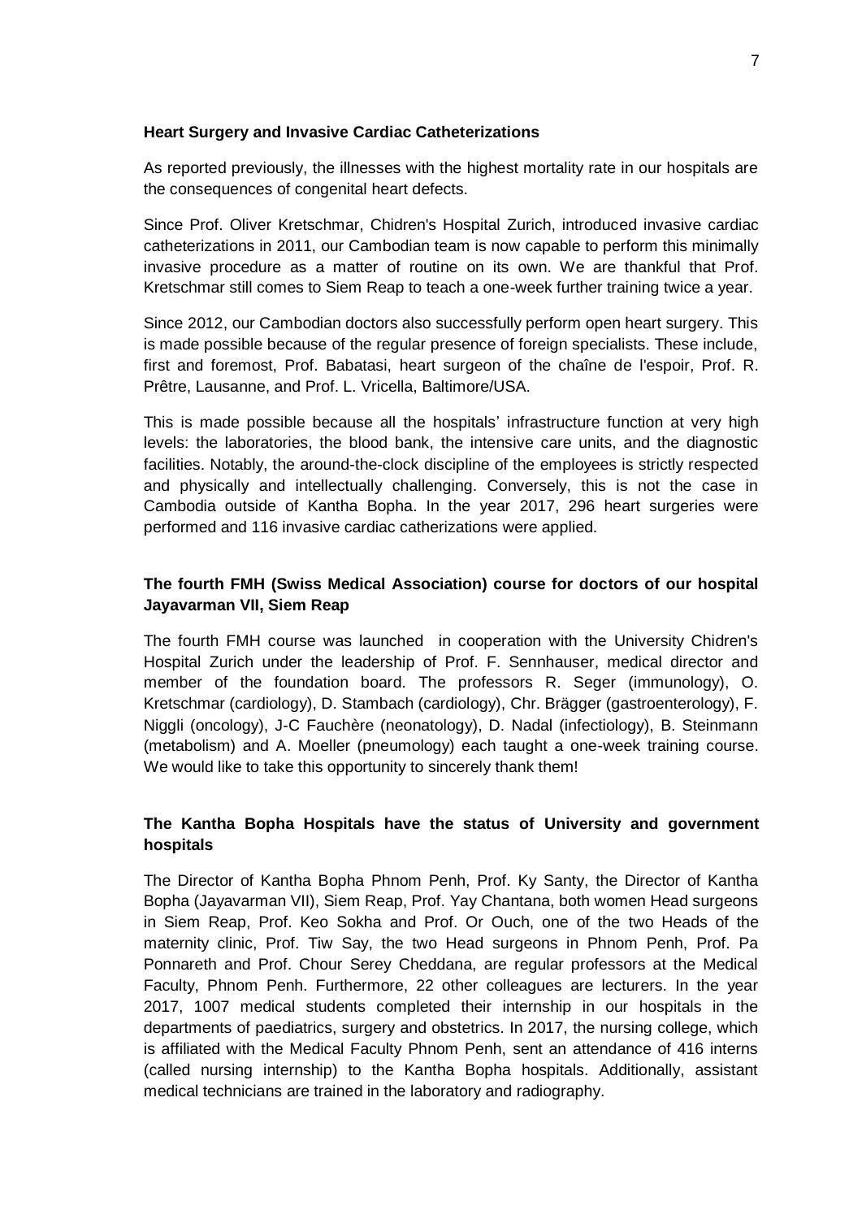**Heart Surgery and Invasive Cardiac Catheterizations**

As reported previously, the illnesses with the highest mortality rate in our hospitals are the consequences of congenital heart defects.

Since Prof. Oliver Kretschmar, Chidren's Hospital Zurich, introduced invasive cardiac catheterizations in 2011, our Cambodian team is now capable to perform this minimally invasive procedure as a matter of routine on its own. We are thankful that Prof. Kretschmar still comes to Siem Reap to teach a one-week further training twice a year.

Since 2012, our Cambodian doctors also successfully perform open heart surgery. This is made possible because of the regular presence of foreign specialists. These include, first and foremost, Prof. Babatasi, heart surgeon of the chaîne de l'espoir, Prof. R. Prêtre, Lausanne, and Prof. L. Vricella, Baltimore/USA.

This is made possible because all the hospitals' infrastructure function at very high levels: the laboratories, the blood bank, the intensive care units, and the diagnostic facilities. Notably, the around-the-clock discipline of the employees is strictly respected and physically and intellectually challenging. Conversely, this is not the case in Cambodia outside of Kantha Bopha. In the year 2017, 296 heart surgeries were performed and 116 invasive cardiac catherizations were applied.

**The fourth FMH (Swiss Medical Association) course for doctors of our hospital Jayavarman VII, Siem Reap**

The fourth FMH course was launched in cooperation with the University Chidren's Hospital Zurich under the leadership of Prof. F. Sennhauser, medical director and member of the foundation board. The professors R. Seger (immunology), O. Kretschmar (cardiology), D. Stambach (cardiology), Chr. Brägger (gastroenterology), F. Niggli (oncology), J-C Fauchère (neonatology), D. Nadal (infectiology), B. Steinmann (metabolism) and A. Moeller (pneumology) each taught a one-week training course. We would like to take this opportunity to sincerely thank them!

**The Kantha Bopha Hospitals have the status of University and government hospitals**

The Director of Kantha Bopha Phnom Penh, Prof. Ky Santy, the Director of Kantha Bopha (Jayavarman VII), Siem Reap, Prof. Yay Chantana, both women Head surgeons in Siem Reap, Prof. Keo Sokha and Prof. Or Ouch, one of the two Heads of the maternity clinic, Prof. Tiw Say, the two Head surgeons in Phnom Penh, Prof. Pa Ponnareth and Prof. Chour Serey Cheddana, are regular professors at the Medical Faculty, Phnom Penh. Furthermore, 22 other colleagues are lecturers. In the year 2017, 1007 medical students completed their internship in our hospitals in the departments of paediatrics, surgery and obstetrics. In 2017, the nursing college, which is affiliated with the Medical Faculty Phnom Penh, sent an attendance of 416 interns (called nursing internship) to the Kantha Bopha hospitals. Additionally, assistant medical technicians are trained in the laboratory and radiography.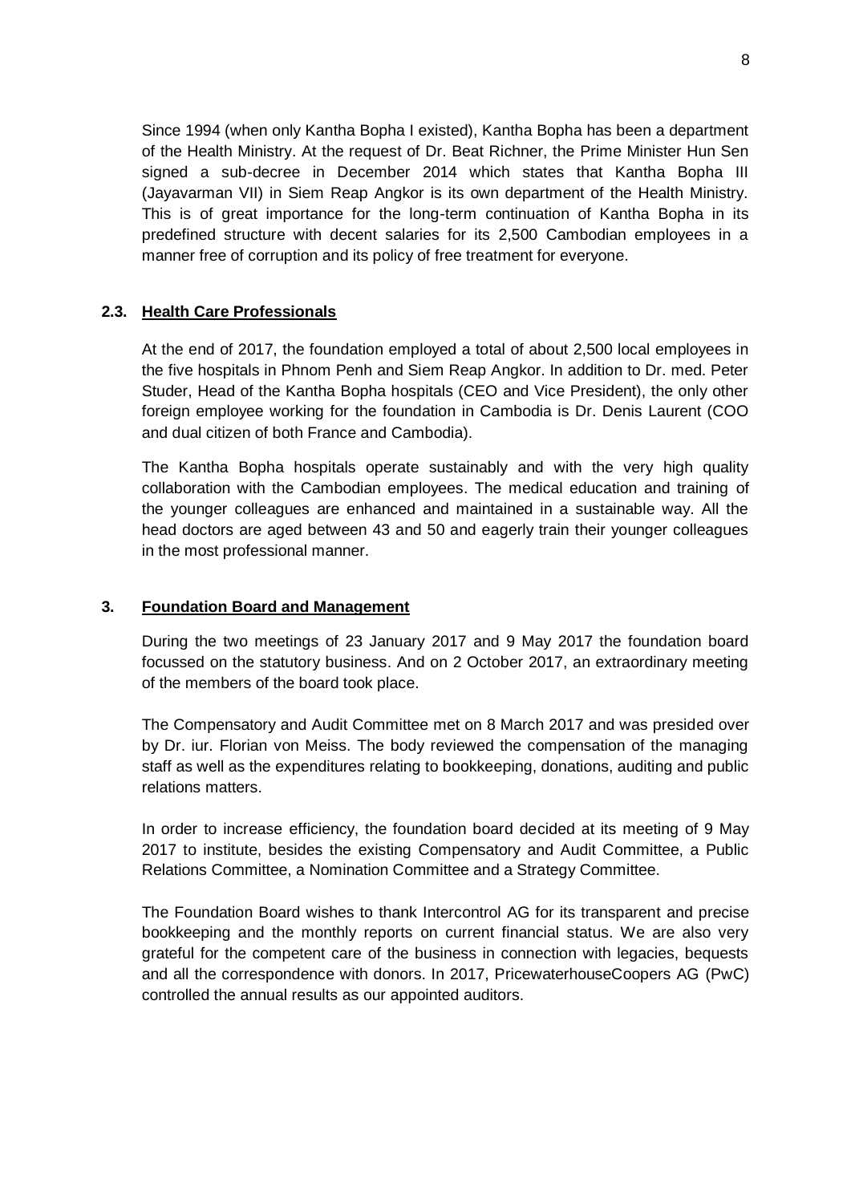Since 1994 (when only Kantha Bopha I existed), Kantha Bopha has been a department of the Health Ministry. At the request of Dr. Beat Richner, the Prime Minister Hun Sen signed a sub-decree in December 2014 which states that Kantha Bopha III (Jayavarman VII) in Siem Reap Angkor is its own department of the Health Ministry. This is of great importance for the long-term continuation of Kantha Bopha in its predefined structure with decent salaries for its 2,500 Cambodian employees in a manner free of corruption and its policy of free treatment for everyone.

### 2.3. Health Care Professionals

At the end of 2017, the foundation employed a total of about 2,500 local employees in the five hospitals in Phnom Penh and Siem Reap Angkor. In addition to Dr. med. Peter Studer, Head of the Kantha Bopha hospitals (CEO and Vice President), the only other foreign employee working for the foundation in Cambodia is Dr. Denis Laurent (COO and dual citizen of both France and Cambodia).

The Kantha Bopha hospitals operate sustainably and with the very high quality collaboration with the Cambodian employees. The medical education and training of the younger colleagues are enhanced and maintained in a sustainable way. All the head doctors are aged between 43 and 50 and eagerly train their younger colleagues in the most professional manner.

## 3. Foundation Board and Management

During the two meetings of 23 January 2017 and 9 May 2017 the foundation board focussed on the statutory business. And on 2 October 2017, an extraordinary meeting of the members of the board took place.

The Compensatory and Audit Committee met on 8 March 2017 and was presided over by Dr. iur. Florian von Meiss. The body reviewed the compensation of the managing staff as well as the expenditures relating to bookkeeping, donations, auditing and public relations matters.

In order to increase efficiency, the foundation board decided at its meeting of 9 May 2017 to institute, besides the existing Compensatory and Audit Committee, a Public Relations Committee, a Nomination Committee and a Strategy Committee.

The Foundation Board wishes to thank Intercontrol AG for its transparent and precise bookkeeping and the monthly reports on current financial status. We are also very grateful for the competent care of the business in connection with legacies, bequests and all the correspondence with donors. In 2017, PricewaterhouseCoopers AG (PwC) controlled the annual results as our appointed auditors.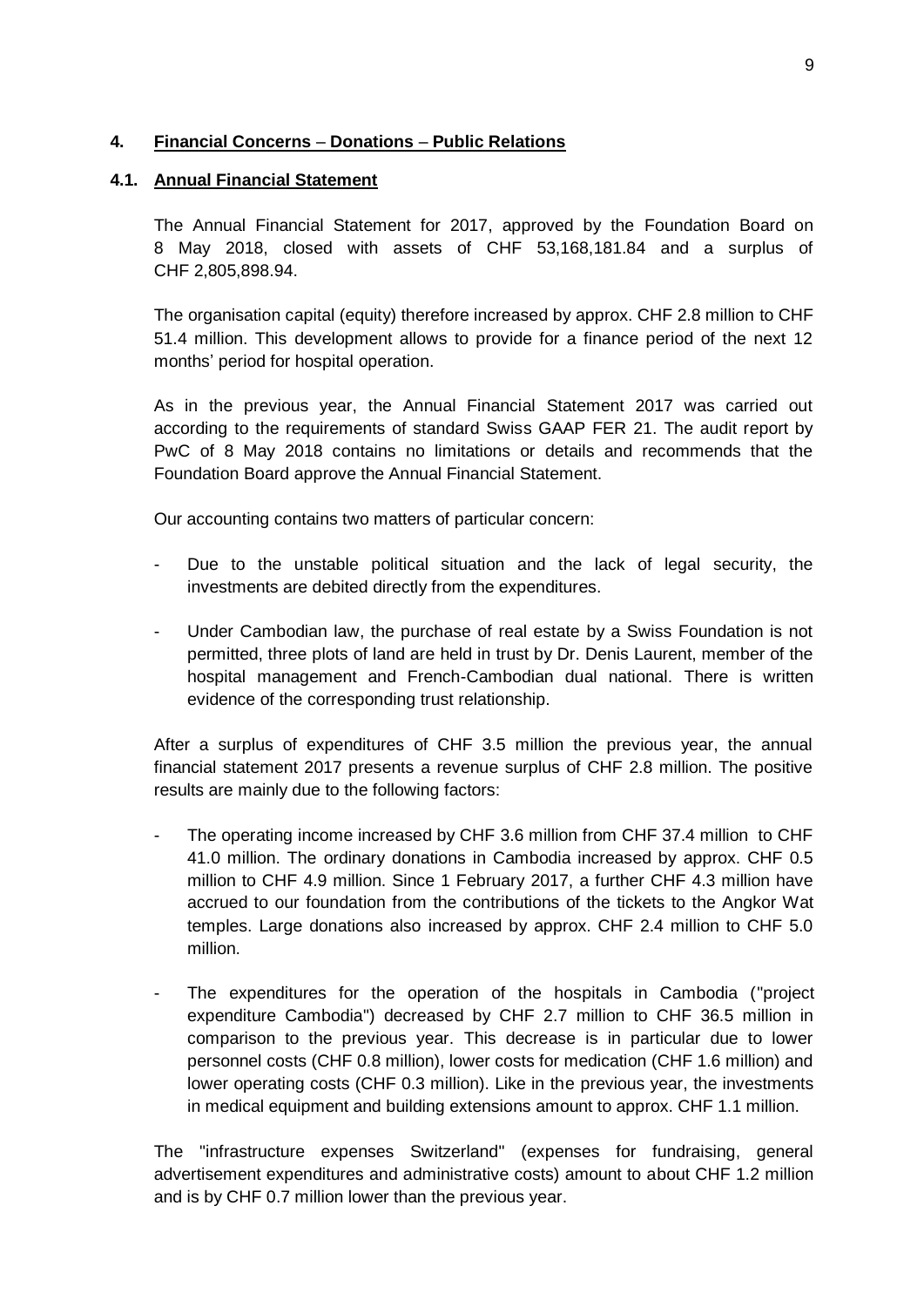## 4. Financial Concerns – Donations – Public Relations

### 4.1. Annual Financial Statement

The Annual Financial Statement for 2017, approved by the Foundation Board on 8 May 2018, closed with assets of CHF 53,168,181.84 and a surplus of CHF 2,805,898.94.

The organisation capital (equity) therefore increased by approx. CHF 2.8 million to CHF 51.4 million. This development allows to provide for a finance period of the next 12 months' period for hospital operation.

As in the previous year, the Annual Financial Statement 2017 was carried out according to the requirements of standard Swiss GAAP FER 21. The audit report by PwC of 8 May 2018 contains no limitations or details and recommends that the Foundation Board approve the Annual Financial Statement.

Our accounting contains two matters of particular concern:

- Due to the unstable political situation and the lack of legal security, the investments are debited directly from the expenditures.
- Under Cambodian law, the purchase of real estate by a Swiss Foundation is not permitted, three plots of land are held in trust by Dr. Denis Laurent, member of the hospital management and French-Cambodian dual national. There is written evidence of the corresponding trust relationship.

After a surplus of expenditures of CHF 3.5 million the previous year, the annual financial statement 2017 presents a revenue surplus of CHF 2.8 million. The positive results are mainly due to the following factors:

- The operating income increased by CHF 3.6 million from CHF 37.4 million to CHF 41.0 million. The ordinary donations in Cambodia increased by approx. CHF 0.5 million to CHF 4.9 million. Since 1 February 2017, a further CHF 4.3 million have accrued to our foundation from the contributions of the tickets to the Angkor Wat temples. Large donations also increased by approx. CHF 2.4 million to CHF 5.0 million.
- The expenditures for the operation of the hospitals in Cambodia ("project expenditure Cambodia") decreased by CHF 2.7 million to CHF 36.5 million in comparison to the previous year. This decrease is in particular due to lower personnel costs (CHF 0.8 million), lower costs for medication (CHF 1.6 million) and lower operating costs (CHF 0.3 million). Like in the previous year, the investments in medical equipment and building extensions amount to approx. CHF 1.1 million.

The "infrastructure expenses Switzerland" (expenses for fundraising, general advertisement expenditures and administrative costs) amount to about CHF 1.2 million and is by CHF 0.7 million lower than the previous year.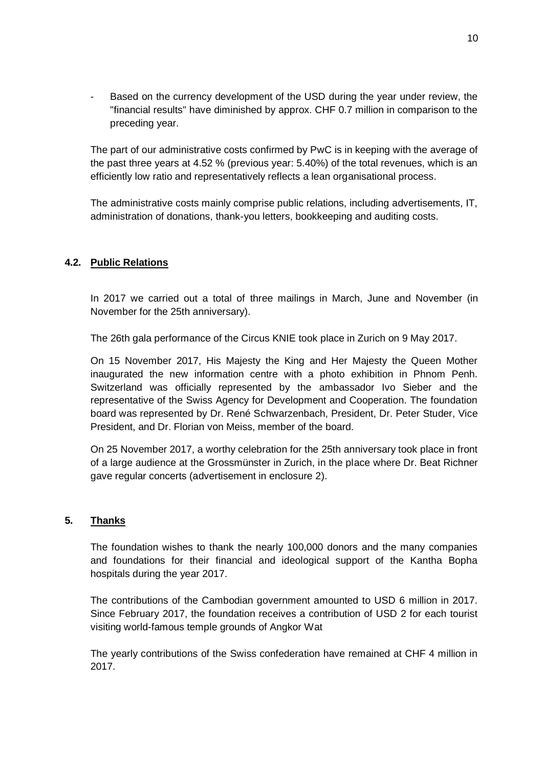- Based on the currency development of the USD during the year under review, the "financial results" have diminished by approx. CHF 0.7 million in comparison to the preceding year.

The part of our administrative costs confirmed by PwC is in keeping with the average of the past three years at 4.52 % (previous year: 5.40%) of the total revenues, which is an efficiently low ratio and representatively reflects a lean organisational process.

The administrative costs mainly comprise public relations, including advertisements, IT, administration of donations, thank-you letters, bookkeeping and auditing costs.

### 4.2. Public Relations

In 2017 we carried out a total of three mailings in March, June and November (in November for the 25th anniversary).

The 26th gala performance of the Circus KNIE took place in Zurich on 9 May 2017.

On 15 November 2017, His Majesty the King and Her Majesty the Queen Mother inaugurated the new information centre with a photo exhibition in Phnom Penh. Switzerland was officially represented by the ambassador Ivo Sieber and the representative of the Swiss Agency for Development and Cooperation. The foundation board was represented by Dr. René Schwarzenbach, President, Dr. Peter Studer, Vice President, and Dr. Florian von Meiss, member of the board.

On 25 November 2017, a worthy celebration for the 25th anniversary took place in front of a large audience at the Grossmünster in Zurich, in the place where Dr. Beat Richner gave regular concerts (advertisement in enclosure 2).

## 5. Thanks

The foundation wishes to thank the nearly 100,000 donors and the many companies and foundations for their financial and ideological support of the Kantha Bopha hospitals during the year 2017.

The contributions of the Cambodian government amounted to USD 6 million in 2017. Since February 2017, the foundation receives a contribution of USD 2 for each tourist visiting world-famous temple grounds of Angkor Wat

The yearly contributions of the Swiss confederation have remained at CHF 4 million in 2017.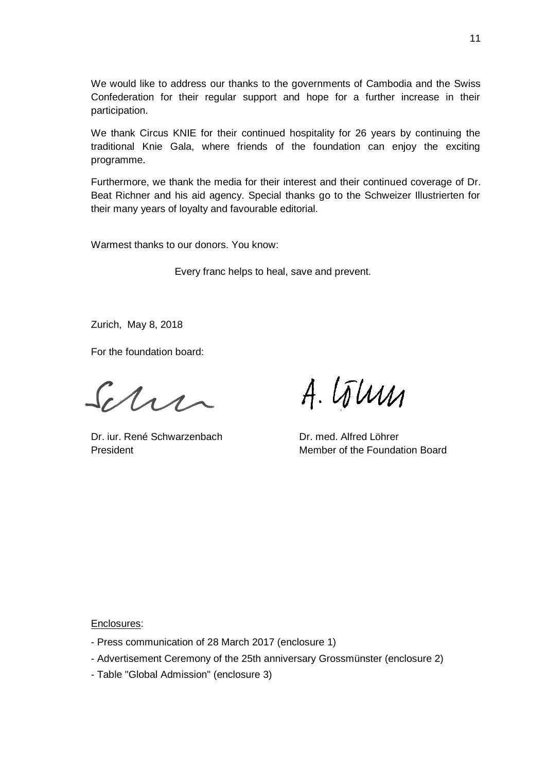We would like to address our thanks to the governments of Cambodia and the Swiss Confederation for their regular support and hope for a further increase in their participation.

We thank Circus KNIE for their continued hospitality for 26 years by continuing the traditional Knie Gala, where friends of the foundation can enjoy the exciting programme.

Furthermore, we thank the media for their interest and their continued coverage of Dr. Beat Richner and his aid agency. Special thanks go to the Schweizer Illustrierten for their many years of loyalty and favourable editorial.

Warmest thanks to our donors. You know:

Every franc helps to heal, save and prevent.

Zurich, May 8, 2018

For the foundation board:

Dr. iur. René Schwarzenbach
President

Dr. med. Alfred Löhrer
Member of the Foundation Board

Enclosures:

- Press communication of 28 March 2017 (enclosure 1)
- Advertisement Ceremony of the 25th anniversary Grossmünster (enclosure 2)
- Table "Global Admission" (enclosure 3)